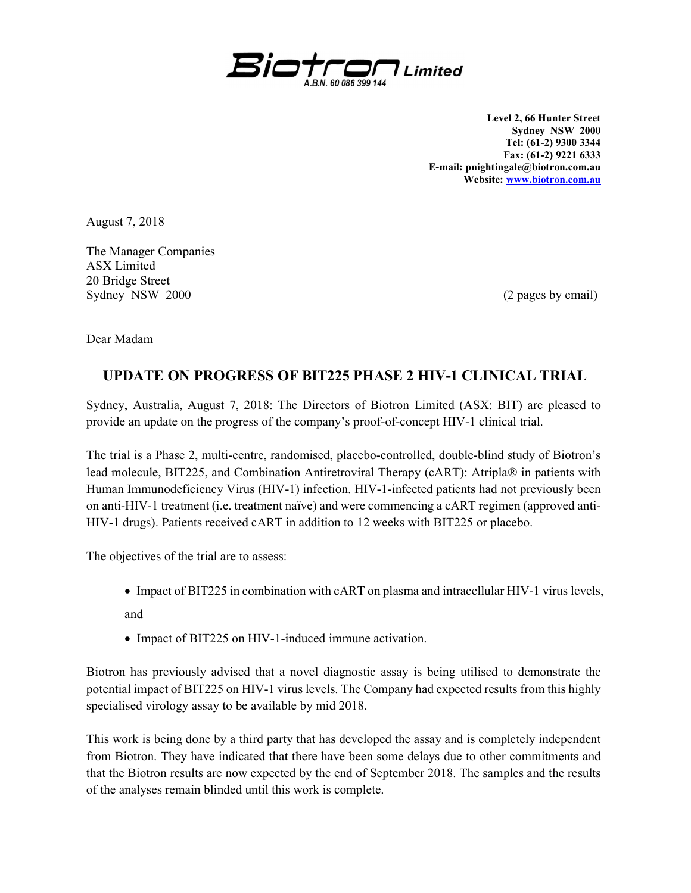**Biotron Limited**
A.B.N. 60 086 399 144

**Level 2, 66 Hunter Street**
**Sydney NSW 2000**
**Tel: (61-2) 9300 3344**
**Fax: (61-2) 9221 6333**
**E-mail: pnightingale@biotron.com.au**
**Website: www.biotron.com.au**

August 7, 2018

The Manager Companies
ASX Limited
20 Bridge Street
Sydney NSW 2000

(2 pages by email)

Dear Madam

## UPDATE ON PROGRESS OF BIT225 PHASE 2 HIV-1 CLINICAL TRIAL

Sydney, Australia, August 7, 2018: The Directors of Biotron Limited (ASX: BIT) are pleased to provide an update on the progress of the company's proof-of-concept HIV-1 clinical trial.

The trial is a Phase 2, multi-centre, randomised, placebo-controlled, double-blind study of Biotron's lead molecule, BIT225, and Combination Antiretroviral Therapy (cART): Atripla® in patients with Human Immunodeficiency Virus (HIV-1) infection. HIV-1-infected patients had not previously been on anti-HIV-1 treatment (i.e. treatment naïve) and were commencing a cART regimen (approved anti-HIV-1 drugs). Patients received cART in addition to 12 weeks with BIT225 or placebo.

The objectives of the trial are to assess:

- Impact of BIT225 in combination with cART on plasma and intracellular HIV-1 virus levels, and
- Impact of BIT225 on HIV-1-induced immune activation.

Biotron has previously advised that a novel diagnostic assay is being utilised to demonstrate the potential impact of BIT225 on HIV-1 virus levels. The Company had expected results from this highly specialised virology assay to be available by mid 2018.

This work is being done by a third party that has developed the assay and is completely independent from Biotron. They have indicated that there have been some delays due to other commitments and that the Biotron results are now expected by the end of September 2018. The samples and the results of the analyses remain blinded until this work is complete.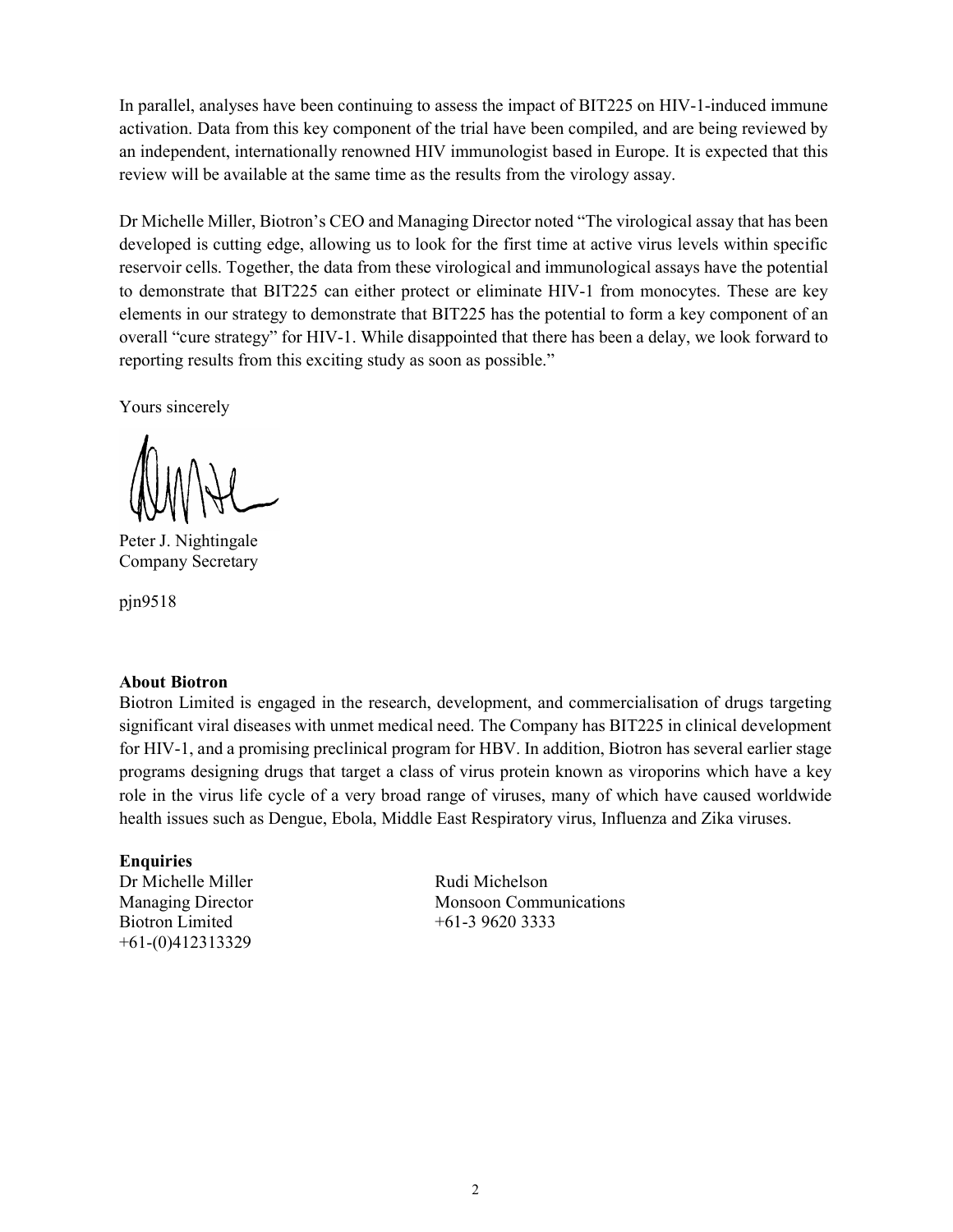In parallel, analyses have been continuing to assess the impact of BIT225 on HIV-1-induced immune activation. Data from this key component of the trial have been compiled, and are being reviewed by an independent, internationally renowned HIV immunologist based in Europe. It is expected that this review will be available at the same time as the results from the virology assay.

Dr Michelle Miller, Biotron's CEO and Managing Director noted "The virological assay that has been developed is cutting edge, allowing us to look for the first time at active virus levels within specific reservoir cells. Together, the data from these virological and immunological assays have the potential to demonstrate that BIT225 can either protect or eliminate HIV-1 from monocytes. These are key elements in our strategy to demonstrate that BIT225 has the potential to form a key component of an overall "cure strategy" for HIV-1. While disappointed that there has been a delay, we look forward to reporting results from this exciting study as soon as possible."

Yours sincerely

Peter J. Nightingale
Company Secretary

pjn9518

**About Biotron**

Biotron Limited is engaged in the research, development, and commercialisation of drugs targeting significant viral diseases with unmet medical need. The Company has BIT225 in clinical development for HIV-1, and a promising preclinical program for HBV. In addition, Biotron has several earlier stage programs designing drugs that target a class of virus protein known as viroporins which have a key role in the virus life cycle of a very broad range of viruses, many of which have caused worldwide health issues such as Dengue, Ebola, Middle East Respiratory virus, Influenza and Zika viruses.

**Enquiries**

Dr Michelle Miller
Managing Director
Biotron Limited
+61-(0)412313329

Rudi Michelson
Monsoon Communications
+61-3 9620 3333